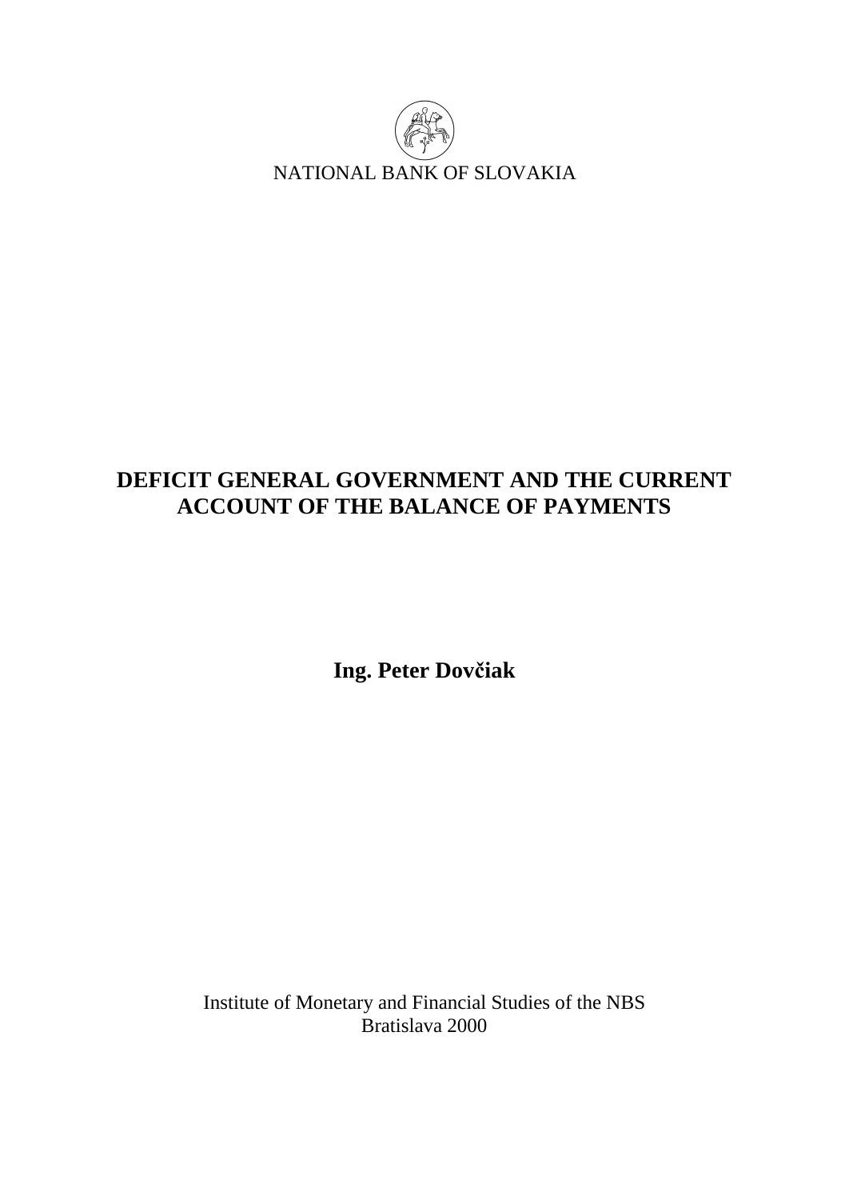NATIONAL BANK OF SLOVAKIA

# DEFICIT GENERAL GOVERNMENT AND THE CURRENT ACCOUNT OF THE BALANCE OF PAYMENTS

**Ing. Peter Dovčiak**

Institute of Monetary and Financial Studies of the NBS
Bratislava 2000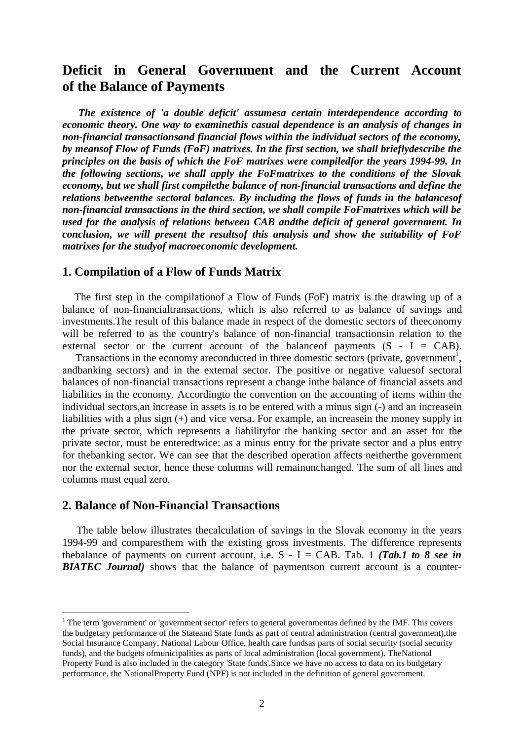# Deficit in General Government and the Current Account of the Balance of Payments

***The existence of 'a double deficit' assumesa certain interdependence according to economic theory. One way to examinethis casual dependence is an analysis of changes in non-financial transactionsand financial flows within the individual sectors of the economy, by meansof Flow of Funds (FoF) matrixes. In the first section, we shall brieflydescribe the principles on the basis of which the FoF matrixes were compiledfor the years 1994-99. In the following sections, we shall apply the FoFmatrixes to the conditions of the Slovak economy, but we shall first compilethe balance of non-financial transactions and define the relations betweenthe sectoral balances. By including the flows of funds in the balancesof non-financial transactions in the third section, we shall compile FoFmatrixes which will be used for the analysis of relations between CAB andthe deficit of general government. In conclusion, we will present the resultsof this analysis and show the suitability of FoF matrixes for the studyof macroeconomic development.***

## 1. Compilation of a Flow of Funds Matrix

The first step in the compilationof a Flow of Funds (FoF) matrix is the drawing up of a balance of non-financialtransactions, which is also referred to as balance of savings and investments.The result of this balance made in respect of the domestic sectors of theeconomy will be referred to as the country's balance of non-financial transactionsin relation to the external sector or the current account of the balanceof payments (S - I = CAB).

Transactions in the economy areconducted in three domestic sectors (private, government[1], andbanking sectors) and in the external sector. The positive or negative valuesof sectoral balances of non-financial transactions represent a change inthe balance of financial assets and liabilities in the economy. Accordingto the convention on the accounting of items within the individual sectors,an increase in assets is to be entered with a minus sign (-) and an increasein liabilities with a plus sign (+) and vice versa. For example, an increasein the money supply in the private sector, which represents a liabilityfor the banking sector and an asset for the private sector, must be enteredtwice: as a minus entry for the private sector and a plus entry for thebanking sector. We can see that the described operation affects neitherthe government nor the external sector, hence these columns will remainunchanged. The sum of all lines and columns must equal zero.

## 2. Balance of Non-Financial Transactions

The table below illustrates thecalculation of savings in the Slovak economy in the years 1994-99 and comparesthem with the existing gross investments. The difference represents thebalance of payments on current account, i.e. S - I = CAB. Tab. 1 ***(Tab.1 to 8 see in BIATEC Journal)*** shows that the balance of paymentson current account is a counter-

[1] The term 'government' or 'government sector' refers to general governmentas defined by the IMF. This covers the budgetary performance of the Stateand State funds as part of central administration (central government),the Social Insurance Company, National Labour Office, health care fundsas parts of social security (social security funds), and the budgets ofmunicipalities as parts of local administration (local government). TheNational Property Fund is also included in the category 'State funds'.Since we have no access to data on its budgetary performance, the NationalProperty Fund (NPF) is not included in the definition of general government.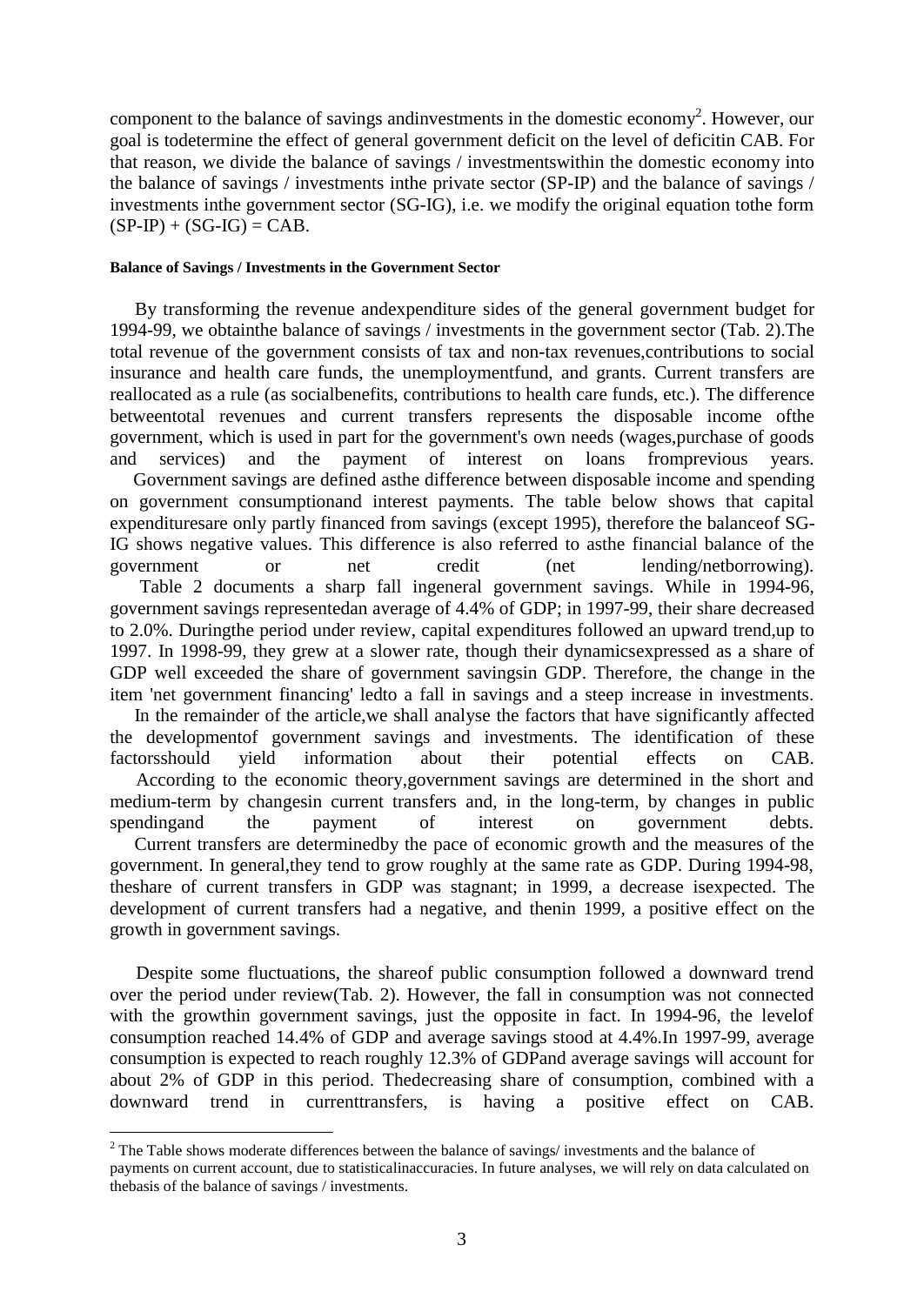component to the balance of savings and investments in the domestic economy[2]. However, our goal is to determine the effect of general government deficit on the level of deficit in CAB. For that reason, we divide the balance of savings / investments within the domestic economy into the balance of savings / investments in the private sector (SP-IP) and the balance of savings / investments in the government sector (SG-IG), i.e. we modify the original equation to the form (SP-IP) + (SG-IG) = CAB.

#### Balance of Savings / Investments in the Government Sector

By transforming the revenue and expenditure sides of the general government budget for 1994-99, we obtain the balance of savings / investments in the government sector (Tab. 2). The total revenue of the government consists of tax and non-tax revenues, contributions to social insurance and health care funds, the unemployment fund, and grants. Current transfers are reallocated as a rule (as social benefits, contributions to health care funds, etc.). The difference between total revenues and current transfers represents the disposable income of the government, which is used in part for the government's own needs (wages, purchase of goods and services) and the payment of interest on loans from previous years.

Government savings are defined as the difference between disposable income and spending on government consumption and interest payments. The table below shows that capital expenditures are only partly financed from savings (except 1995), therefore the balance of SG-IG shows negative values. This difference is also referred to as the financial balance of the government or net credit (net lending/net borrowing).

Table 2 documents a sharp fall in general government savings. While in 1994-96, government savings represented an average of 4.4% of GDP; in 1997-99, their share decreased to 2.0%. During the period under review, capital expenditures followed an upward trend, up to 1997. In 1998-99, they grew at a slower rate, though their dynamics expressed as a share of GDP well exceeded the share of government savings in GDP. Therefore, the change in the item 'net government financing' led to a fall in savings and a steep increase in investments.

In the remainder of the article, we shall analyse the factors that have significantly affected the development of government savings and investments. The identification of these factors should yield information about their potential effects on CAB.

According to the economic theory, government savings are determined in the short and medium-term by changes in current transfers and, in the long-term, by changes in public spending and the payment of interest on government debts.

Current transfers are determined by the pace of economic growth and the measures of the government. In general, they tend to grow roughly at the same rate as GDP. During 1994-98, the share of current transfers in GDP was stagnant; in 1999, a decrease is expected. The development of current transfers had a negative, and then in 1999, a positive effect on the growth in government savings.

Despite some fluctuations, the share of public consumption followed a downward trend over the period under review (Tab. 2). However, the fall in consumption was not connected with the growth in government savings, just the opposite in fact. In 1994-96, the level of consumption reached 14.4% of GDP and average savings stood at 4.4%. In 1997-99, average consumption is expected to reach roughly 12.3% of GDP and average savings will account for about 2% of GDP in this period. The decreasing share of consumption, combined with a downward trend in current transfers, is having a positive effect on CAB.

[2] The Table shows moderate differences between the balance of savings/ investments and the balance of payments on current account, due to statistical inaccuracies. In future analyses, we will rely on data calculated on the basis of the balance of savings / investments.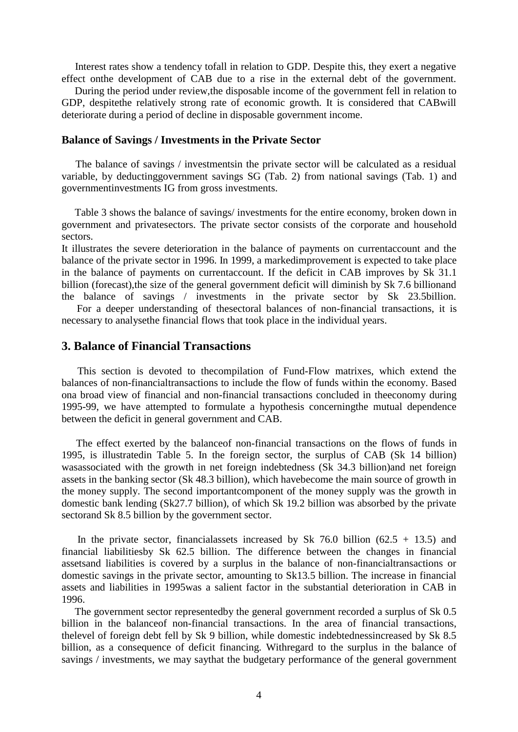Interest rates show a tendency tofall in relation to GDP. Despite this, they exert a negative effect onthe development of CAB due to a rise in the external debt of the government.

During the period under review,the disposable income of the government fell in relation to GDP, despitethe relatively strong rate of economic growth. It is considered that CABwill deteriorate during a period of decline in disposable government income.

### Balance of Savings / Investments in the Private Sector

The balance of savings / investmentsin the private sector will be calculated as a residual variable, by deductinggovernment savings SG (Tab. 2) from national savings (Tab. 1) and governmentinvestments IG from gross investments.

Table 3 shows the balance of savings/ investments for the entire economy, broken down in government and privatesectors. The private sector consists of the corporate and household sectors.

It illustrates the severe deterioration in the balance of payments on currentaccount and the balance of the private sector in 1996. In 1999, a markedimprovement is expected to take place in the balance of payments on currentaccount. If the deficit in CAB improves by Sk 31.1 billion (forecast),the size of the general government deficit will diminish by Sk 7.6 billionand the balance of savings / investments in the private sector by Sk 23.5billion.

For a deeper understanding of thesectoral balances of non-financial transactions, it is necessary to analysethe financial flows that took place in the individual years.

## 3. Balance of Financial Transactions

This section is devoted to thecompilation of Fund-Flow matrixes, which extend the balances of non-financialtransactions to include the flow of funds within the economy. Based ona broad view of financial and non-financial transactions concluded in theeconomy during 1995-99, we have attempted to formulate a hypothesis concerningthe mutual dependence between the deficit in general government and CAB.

The effect exerted by the balanceof non-financial transactions on the flows of funds in 1995, is illustratedin Table 5. In the foreign sector, the surplus of CAB (Sk 14 billion) wasassociated with the growth in net foreign indebtedness (Sk 34.3 billion)and net foreign assets in the banking sector (Sk 48.3 billion), which havebecome the main source of growth in the money supply. The second importantcomponent of the money supply was the growth in domestic bank lending (Sk27.7 billion), of which Sk 19.2 billion was absorbed by the private sectorand Sk 8.5 billion by the government sector.

In the private sector, financialassets increased by Sk 76.0 billion (62.5 + 13.5) and financial liabilitiesby Sk 62.5 billion. The difference between the changes in financial assetsand liabilities is covered by a surplus in the balance of non-financialtransactions or domestic savings in the private sector, amounting to Sk13.5 billion. The increase in financial assets and liabilities in 1995was a salient factor in the substantial deterioration in CAB in 1996.

The government sector representedby the general government recorded a surplus of Sk 0.5 billion in the balanceof non-financial transactions. In the area of financial transactions, thelevel of foreign debt fell by Sk 9 billion, while domestic indebtednessincreased by Sk 8.5 billion, as a consequence of deficit financing. Withregard to the surplus in the balance of savings / investments, we may saythat the budgetary performance of the general government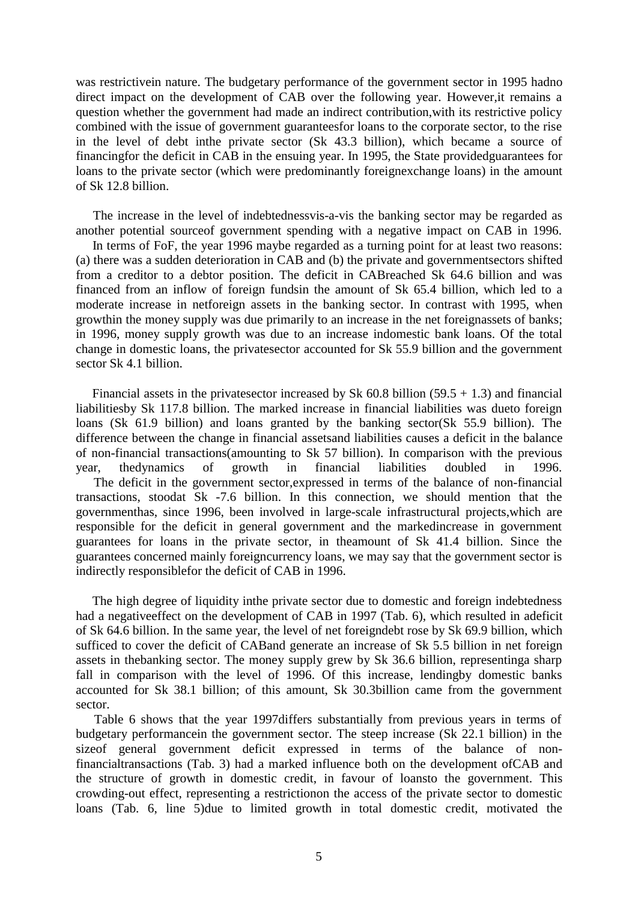was restrictivein nature. The budgetary performance of the government sector in 1995 hadno direct impact on the development of CAB over the following year. However,it remains a question whether the government had made an indirect contribution,with its restrictive policy combined with the issue of government guaranteesfor loans to the corporate sector, to the rise in the level of debt inthe private sector (Sk 43.3 billion), which became a source of financingfor the deficit in CAB in the ensuing year. In 1995, the State providedguarantees for loans to the private sector (which were predominantly foreignexchange loans) in the amount of Sk 12.8 billion.

The increase in the level of indebtednessvis-a-vis the banking sector may be regarded as another potential sourceof government spending with a negative impact on CAB in 1996.

In terms of FoF, the year 1996 maybe regarded as a turning point for at least two reasons: (a) there was a sudden deterioration in CAB and (b) the private and governmentsectors shifted from a creditor to a debtor position. The deficit in CABreached Sk 64.6 billion and was financed from an inflow of foreign fundsin the amount of Sk 65.4 billion, which led to a moderate increase in netforeign assets in the banking sector. In contrast with 1995, when growthin the money supply was due primarily to an increase in the net foreignassets of banks; in 1996, money supply growth was due to an increase indomestic bank loans. Of the total change in domestic loans, the privatesector accounted for Sk 55.9 billion and the government sector Sk 4.1 billion.

Financial assets in the privatesector increased by Sk 60.8 billion (59.5 + 1.3) and financial liabilitiesby Sk 117.8 billion. The marked increase in financial liabilities was dueto foreign loans (Sk 61.9 billion) and loans granted by the banking sector(Sk 55.9 billion). The difference between the change in financial assetsand liabilities causes a deficit in the balance of non-financial transactions(amounting to Sk 57 billion). In comparison with the previous year, thedynamics of growth in financial liabilities doubled in 1996.

The deficit in the government sector,expressed in terms of the balance of non-financial transactions, stoodat Sk -7.6 billion. In this connection, we should mention that the governmenthas, since 1996, been involved in large-scale infrastructural projects,which are responsible for the deficit in general government and the markedincrease in government guarantees for loans in the private sector, in theamount of Sk 41.4 billion. Since the guarantees concerned mainly foreigncurrency loans, we may say that the government sector is indirectly responsiblefor the deficit of CAB in 1996.

The high degree of liquidity inthe private sector due to domestic and foreign indebtedness had a negativeeffect on the development of CAB in 1997 (Tab. 6), which resulted in adeficit of Sk 64.6 billion. In the same year, the level of net foreigndebt rose by Sk 69.9 billion, which sufficed to cover the deficit of CABand generate an increase of Sk 5.5 billion in net foreign assets in thebanking sector. The money supply grew by Sk 36.6 billion, representinga sharp fall in comparison with the level of 1996. Of this increase, lendingby domestic banks accounted for Sk 38.1 billion; of this amount, Sk 30.3billion came from the government sector.

Table 6 shows that the year 1997differs substantially from previous years in terms of budgetary performancein the government sector. The steep increase (Sk 22.1 billion) in the sizeof general government deficit expressed in terms of the balance of non-financialtransactions (Tab. 3) had a marked influence both on the development ofCAB and the structure of growth in domestic credit, in favour of loansto the government. This crowding-out effect, representing a restrictionon the access of the private sector to domestic loans (Tab. 6, line 5)due to limited growth in total domestic credit, motivated the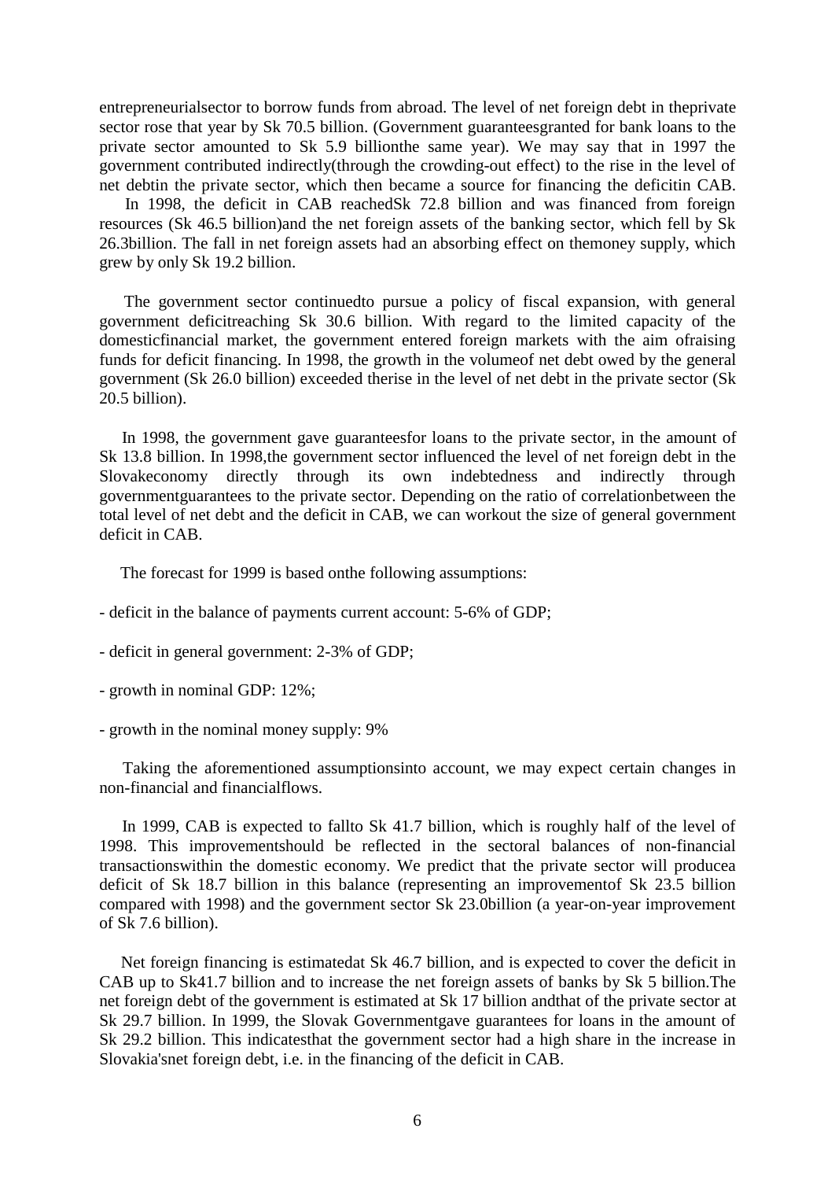entrepreneurialsector to borrow funds from abroad. The level of net foreign debt in theprivate sector rose that year by Sk 70.5 billion. (Government guaranteesgranted for bank loans to the private sector amounted to Sk 5.9 billionthe same year). We may say that in 1997 the government contributed indirectly(through the crowding-out effect) to the rise in the level of net debtin the private sector, which then became a source for financing the deficitin CAB.

In 1998, the deficit in CAB reachedSk 72.8 billion and was financed from foreign resources (Sk 46.5 billion)and the net foreign assets of the banking sector, which fell by Sk 26.3billion. The fall in net foreign assets had an absorbing effect on themoney supply, which grew by only Sk 19.2 billion.

The government sector continuedto pursue a policy of fiscal expansion, with general government deficitreaching Sk 30.6 billion. With regard to the limited capacity of the domesticfinancial market, the government entered foreign markets with the aim ofraising funds for deficit financing. In 1998, the growth in the volumeof net debt owed by the general government (Sk 26.0 billion) exceeded therise in the level of net debt in the private sector (Sk 20.5 billion).

In 1998, the government gave guaranteesfor loans to the private sector, in the amount of Sk 13.8 billion. In 1998,the government sector influenced the level of net foreign debt in the Slovakeconomy directly through its own indebtedness and indirectly through governmentguarantees to the private sector. Depending on the ratio of correlationbetween the total level of net debt and the deficit in CAB, we can workout the size of general government deficit in CAB.

The forecast for 1999 is based onthe following assumptions:

- deficit in the balance of payments current account: 5-6% of GDP;
- deficit in general government: 2-3% of GDP;
- growth in nominal GDP: 12%;
- growth in the nominal money supply: 9%

Taking the aforementioned assumptionsinto account, we may expect certain changes in non-financial and financialflows.

In 1999, CAB is expected to fallto Sk 41.7 billion, which is roughly half of the level of 1998. This improvementshould be reflected in the sectoral balances of non-financial transactionswithin the domestic economy. We predict that the private sector will producea deficit of Sk 18.7 billion in this balance (representing an improvementof Sk 23.5 billion compared with 1998) and the government sector Sk 23.0billion (a year-on-year improvement of Sk 7.6 billion).

Net foreign financing is estimatedat Sk 46.7 billion, and is expected to cover the deficit in CAB up to Sk41.7 billion and to increase the net foreign assets of banks by Sk 5 billion.The net foreign debt of the government is estimated at Sk 17 billion andthat of the private sector at Sk 29.7 billion. In 1999, the Slovak Governmentgave guarantees for loans in the amount of Sk 29.2 billion. This indicatesthat the government sector had a high share in the increase in Slovakia'snet foreign debt, i.e. in the financing of the deficit in CAB.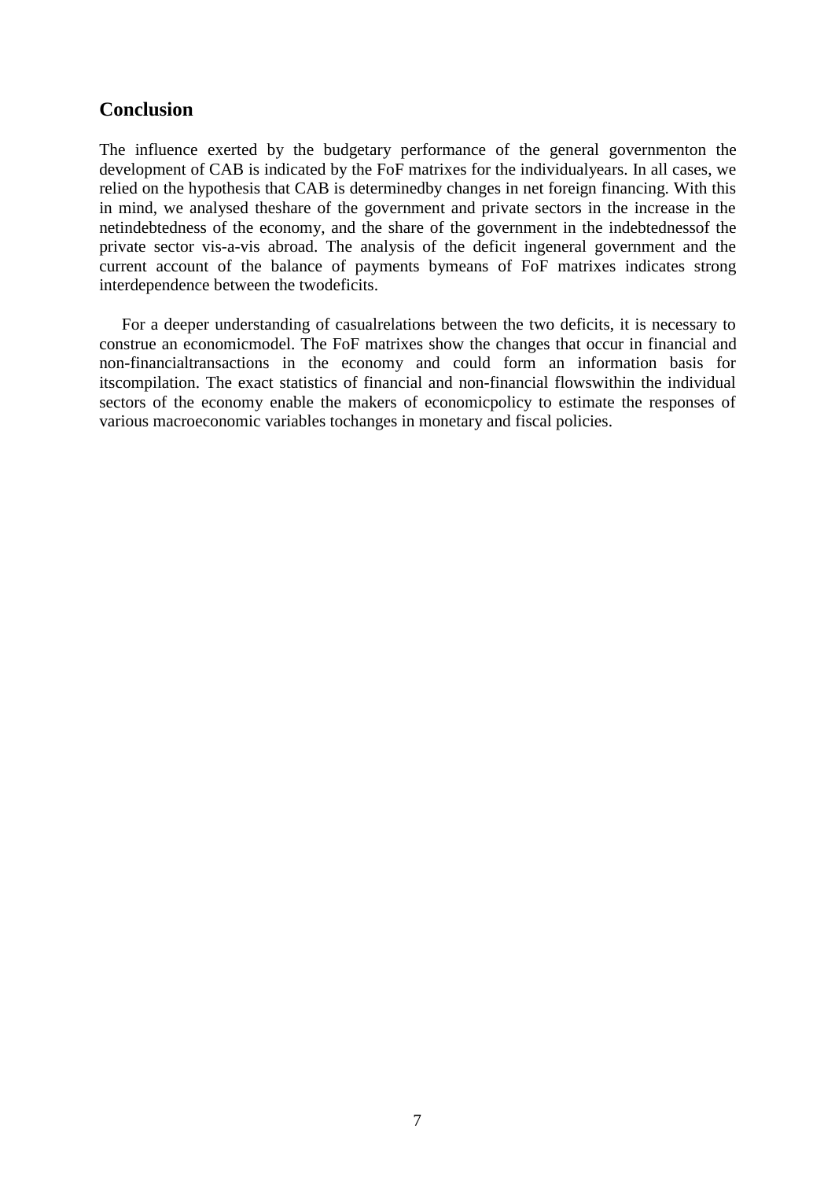## Conclusion

The influence exerted by the budgetary performance of the general governmenton the development of CAB is indicated by the FoF matrixes for the individualyears. In all cases, we relied on the hypothesis that CAB is determinedby changes in net foreign financing. With this in mind, we analysed theshare of the government and private sectors in the increase in the netindebtedness of the economy, and the share of the government in the indebtednessof the private sector vis-a-vis abroad. The analysis of the deficit ingeneral government and the current account of the balance of payments bymeans of FoF matrixes indicates strong interdependence between the twodeficits.

For a deeper understanding of casualrelations between the two deficits, it is necessary to construe an economicmodel. The FoF matrixes show the changes that occur in financial and non-financialtransactions in the economy and could form an information basis for itscompilation. The exact statistics of financial and non-financial flowswithin the individual sectors of the economy enable the makers of economicpolicy to estimate the responses of various macroeconomic variables tochanges in monetary and fiscal policies.